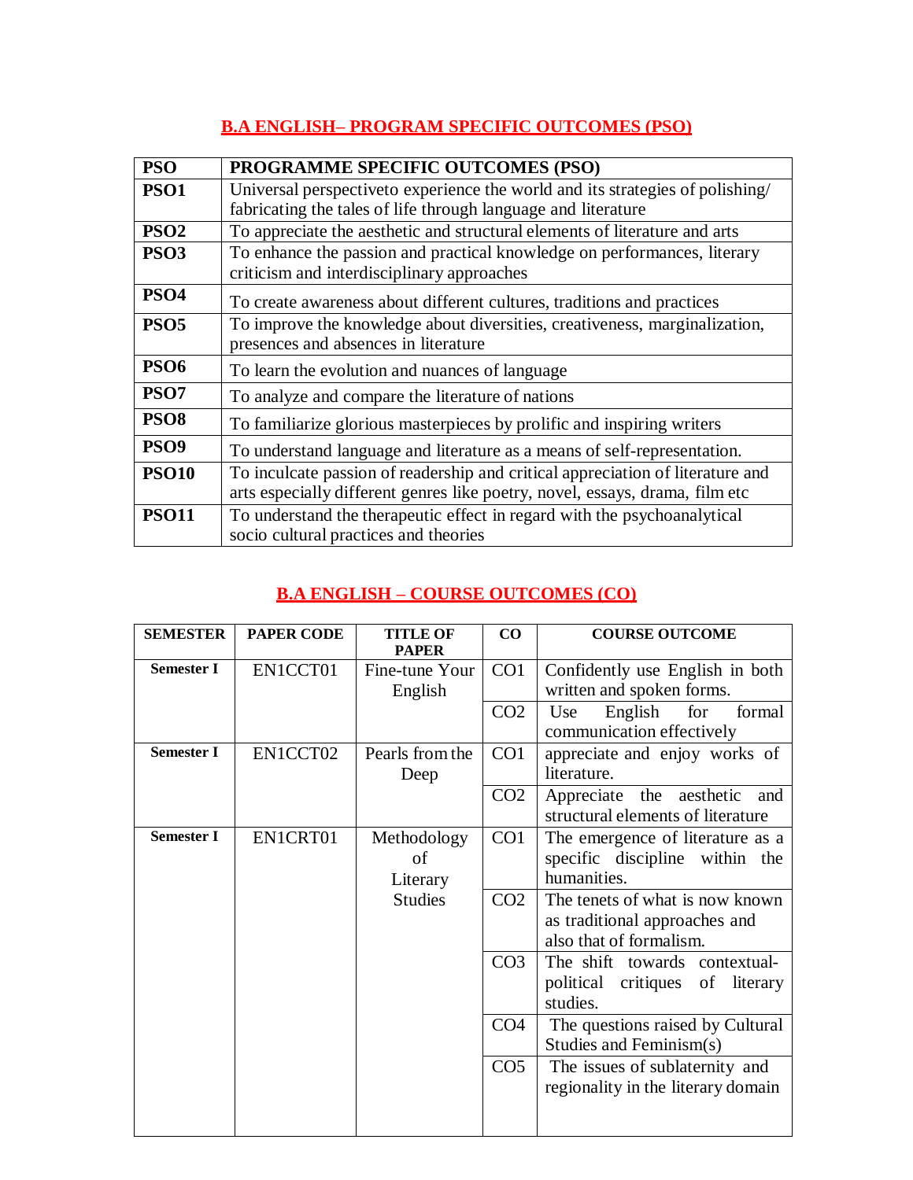## B.A ENGLISH– PROGRAM SPECIFIC OUTCOMES (PSO)

| PSO | PROGRAMME SPECIFIC OUTCOMES (PSO) |
|---|---|
| **PSO1** | Universal perspectiveto experience the world and its strategies of polishing/ fabricating the tales of life through language and literature |
| **PSO2** | To appreciate the aesthetic and structural elements of literature and arts |
| **PSO3** | To enhance the passion and practical knowledge on performances, literary criticism and interdisciplinary approaches |
| **PSO4** | To create awareness about different cultures, traditions and practices |
| **PSO5** | To improve the knowledge about diversities, creativeness, marginalization, presences and absences in literature |
| **PSO6** | To learn the evolution and nuances of language |
| **PSO7** | To analyze and compare the literature of nations |
| **PSO8** | To familiarize glorious masterpieces by prolific and inspiring writers |
| **PSO9** | To understand language and literature as a means of self-representation. |
| **PSO10** | To inculcate passion of readership and critical appreciation of literature and arts especially different genres like poetry, novel, essays, drama, film etc |
| **PSO11** | To understand the therapeutic effect in regard with the psychoanalytical socio cultural practices and theories |

## B.A ENGLISH – COURSE OUTCOMES (CO)

| SEMESTER | PAPER CODE | TITLE OF PAPER | CO | COURSE OUTCOME |
|---|---|---|---|---|
| **Semester I** | EN1CCT01 | Fine-tune Your English | CO1 | Confidently use English in both written and spoken forms. |
| | | | CO2 | Use English for formal communication effectively |
| **Semester I** | EN1CCT02 | Pearls from the Deep | CO1 | appreciate and enjoy works of literature. |
| | | | CO2 | Appreciate the aesthetic and structural elements of literature |
| **Semester I** | EN1CRT01 | Methodology of Literary Studies | CO1 | The emergence of literature as a specific discipline within the humanities. |
| | | | CO2 | The tenets of what is now known as traditional approaches and also that of formalism. |
| | | | CO3 | The shift towards contextual-political critiques of literary studies. |
| | | | CO4 | The questions raised by Cultural Studies and Feminism(s) |
| | | | CO5 | The issues of sublaternity and regionality in the literary domain |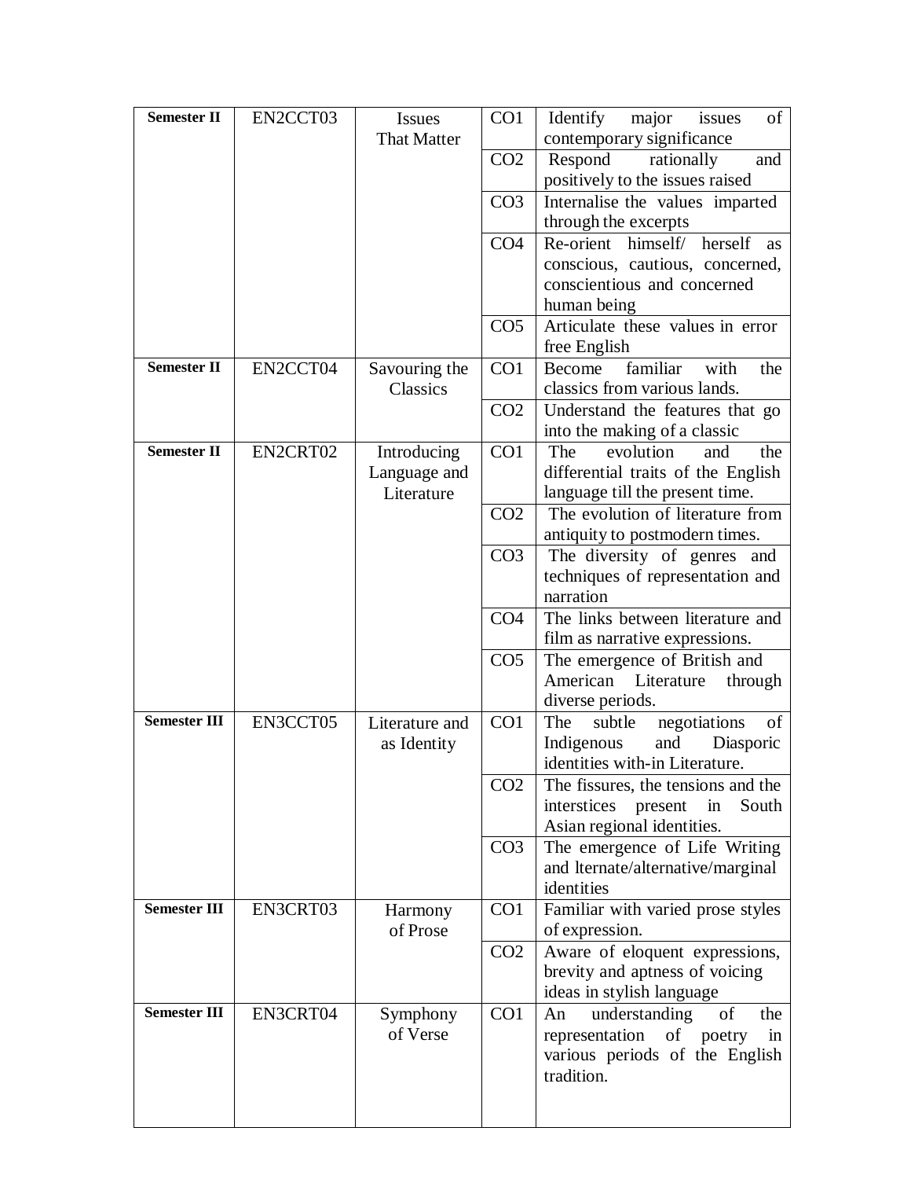| Semester II | EN2CCT03 | Issues That Matter | CO1 | Identify major issues of contemporary significance |
|---|---|---|---|---|
| | | | CO2 | Respond rationally and positively to the issues raised |
| | | | CO3 | Internalise the values imparted through the excerpts |
| | | | CO4 | Re-orient himself/ herself as conscious, cautious, concerned, conscientious and concerned human being |
| | | | CO5 | Articulate these values in error free English |
| Semester II | EN2CCT04 | Savouring the Classics | CO1 | Become familiar with the classics from various lands. |
| | | | CO2 | Understand the features that go into the making of a classic |
| Semester II | EN2CRT02 | Introducing Language and Literature | CO1 | The evolution and the differential traits of the English language till the present time. |
| | | | CO2 | The evolution of literature from antiquity to postmodern times. |
| | | | CO3 | The diversity of genres and techniques of representation and narration |
| | | | CO4 | The links between literature and film as narrative expressions. |
| | | | CO5 | The emergence of British and American Literature through diverse periods. |
| Semester III | EN3CCT05 | Literature and as Identity | CO1 | The subtle negotiations of Indigenous and Diasporic identities with-in Literature. |
| | | | CO2 | The fissures, the tensions and the interstices present in South Asian regional identities. |
| | | | CO3 | The emergence of Life Writing and lternate/alternative/marginal identities |
| Semester III | EN3CRT03 | Harmony of Prose | CO1 | Familiar with varied prose styles of expression. |
| | | | CO2 | Aware of eloquent expressions, brevity and aptness of voicing ideas in stylish language |
| Semester III | EN3CRT04 | Symphony of Verse | CO1 | An understanding of the representation of poetry in various periods of the English tradition. |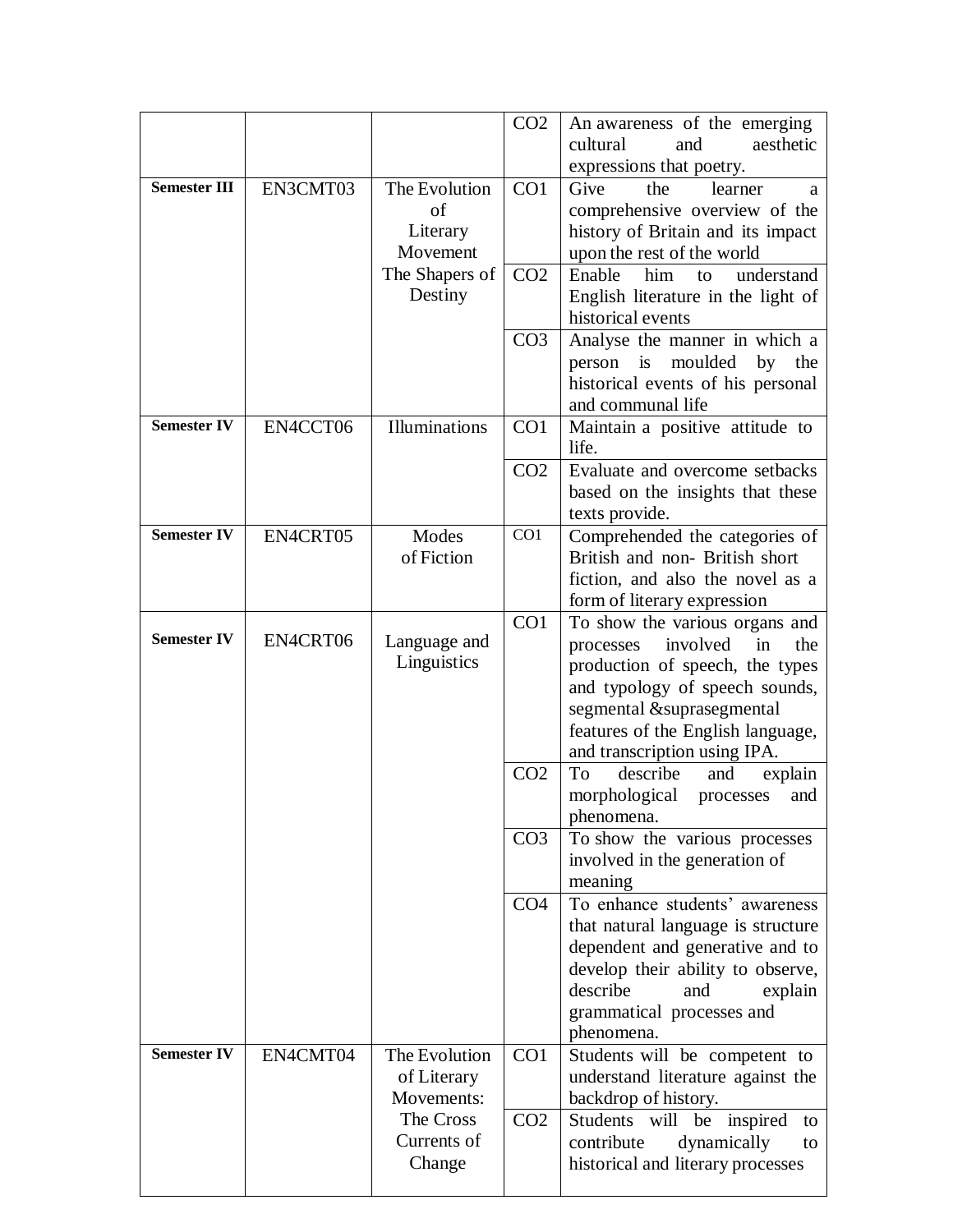| | | | | |
|---|---|---|---|---|
| | | | CO2 | An awareness of the emerging cultural and aesthetic expressions that poetry. |
| **Semester III** | EN3CMT03 | The Evolution of Literary Movement The Shapers of Destiny | CO1 | Give the learner a comprehensive overview of the history of Britain and its impact upon the rest of the world |
| | | | CO2 | Enable him to understand English literature in the light of historical events |
| | | | CO3 | Analyse the manner in which a person is moulded by the historical events of his personal and communal life |
| **Semester IV** | EN4CCT06 | Illuminations | CO1 | Maintain a positive attitude to life. |
| | | | CO2 | Evaluate and overcome setbacks based on the insights that these texts provide. |
| **Semester IV** | EN4CRT05 | Modes of Fiction | CO1 | Comprehended the categories of British and non- British short fiction, and also the novel as a form of literary expression |
| **Semester IV** | EN4CRT06 | Language and Linguistics | CO1 | To show the various organs and processes involved in the production of speech, the types and typology of speech sounds, segmental &suprasegmental features of the English language, and transcription using IPA. |
| | | | CO2 | To describe and explain morphological processes and phenomena. |
| | | | CO3 | To show the various processes involved in the generation of meaning |
| | | | CO4 | To enhance students' awareness that natural language is structure dependent and generative and to develop their ability to observe, describe and explain grammatical processes and phenomena. |
| **Semester IV** | EN4CMT04 | The Evolution of Literary Movements: The Cross Currents of Change | CO1 | Students will be competent to understand literature against the backdrop of history. |
| | | | CO2 | Students will be inspired to contribute dynamically to historical and literary processes |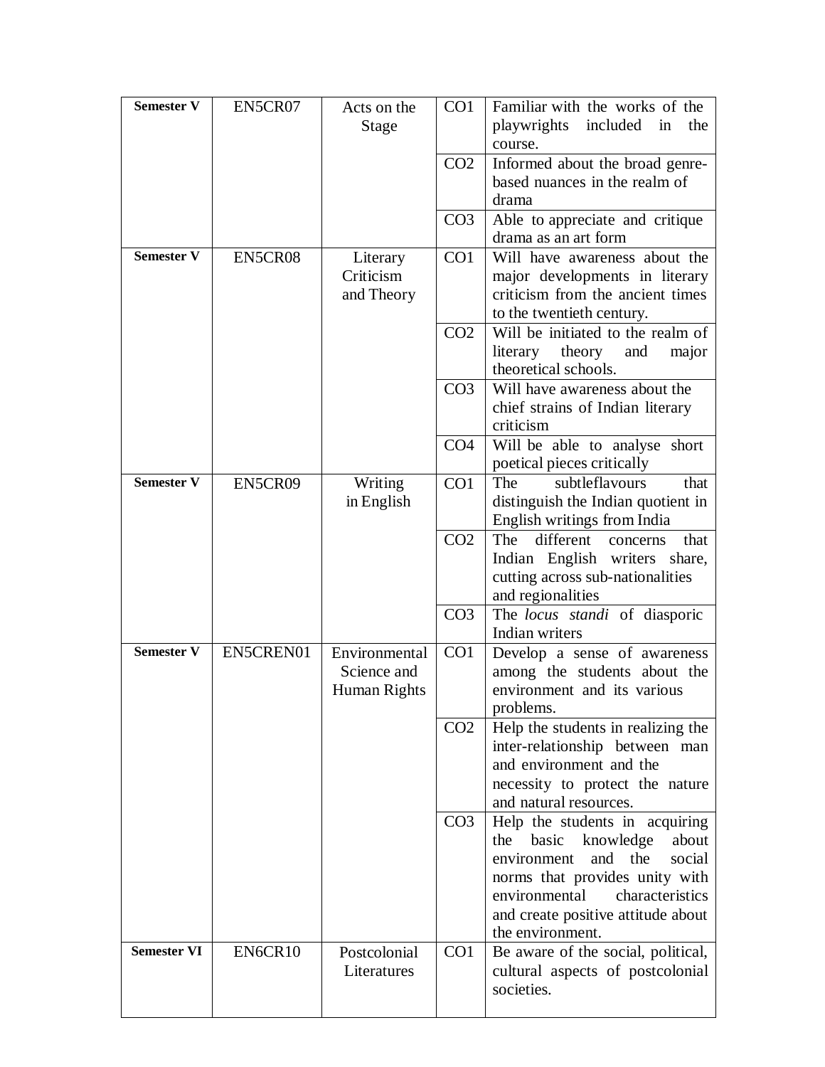| Semester V | EN5CR07 | Acts on the Stage | CO1 | Familiar with the works of the playwrights included in the course. |
|---|---|---|---|---|
| | | | CO2 | Informed about the broad genre-based nuances in the realm of drama |
| | | | CO3 | Able to appreciate and critique drama as an art form |
| Semester V | EN5CR08 | Literary Criticism and Theory | CO1 | Will have awareness about the major developments in literary criticism from the ancient times to the twentieth century. |
| | | | CO2 | Will be initiated to the realm of literary theory and major theoretical schools. |
| | | | CO3 | Will have awareness about the chief strains of Indian literary criticism |
| | | | CO4 | Will be able to analyse short poetical pieces critically |
| Semester V | EN5CR09 | Writing in English | CO1 | The subtleflavours that distinguish the Indian quotient in English writings from India |
| | | | CO2 | The different concerns that Indian English writers share, cutting across sub-nationalities and regionalities |
| | | | CO3 | The *locus standi* of diasporic Indian writers |
| Semester V | EN5CREN01 | Environmental Science and Human Rights | CO1 | Develop a sense of awareness among the students about the environment and its various problems. |
| | | | CO2 | Help the students in realizing the inter-relationship between man and environment and the necessity to protect the nature and natural resources. |
| | | | CO3 | Help the students in acquiring the basic knowledge about environment and the social norms that provides unity with environmental characteristics and create positive attitude about the environment. |
| Semester VI | EN6CR10 | Postcolonial Literatures | CO1 | Be aware of the social, political, cultural aspects of postcolonial societies. |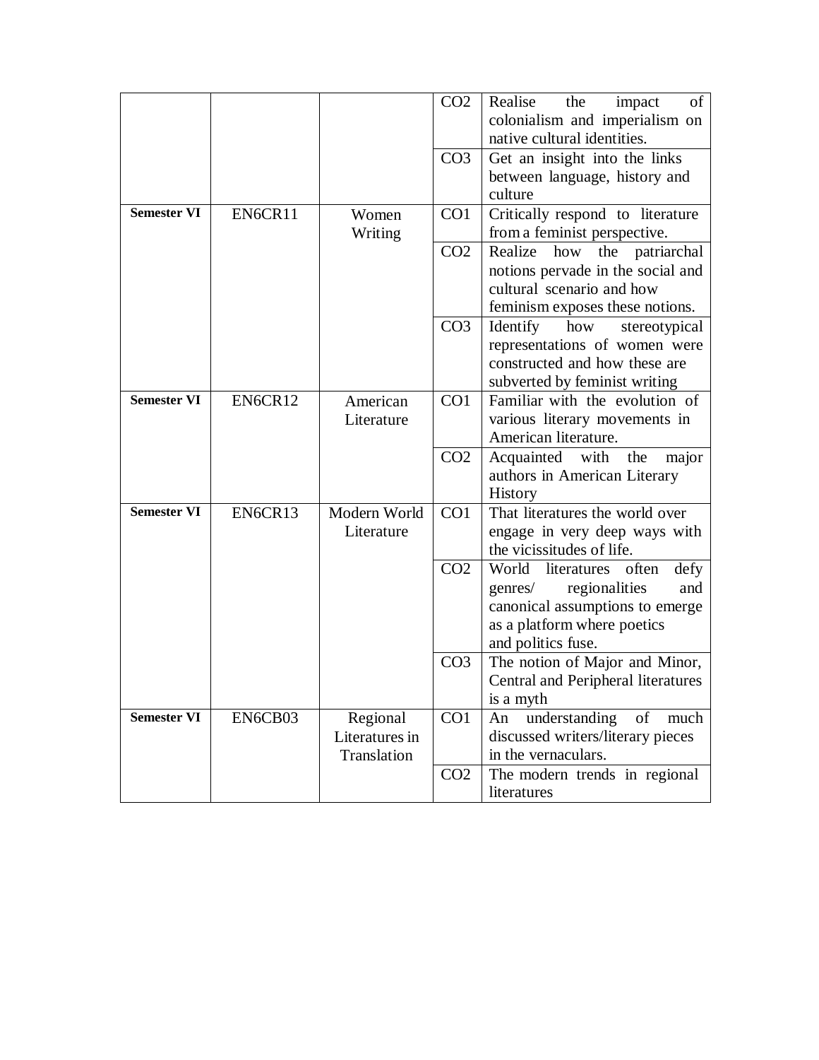| | | | | |
|---|---|---|---|---|
| | | | CO2 | Realise the impact of colonialism and imperialism on native cultural identities. |
| | | | CO3 | Get an insight into the links between language, history and culture |
| **Semester VI** | EN6CR11 | Women Writing | CO1 | Critically respond to literature from a feminist perspective. |
| | | | CO2 | Realize how the patriarchal notions pervade in the social and cultural scenario and how feminism exposes these notions. |
| | | | CO3 | Identify how stereotypical representations of women were constructed and how these are subverted by feminist writing |
| **Semester VI** | EN6CR12 | American Literature | CO1 | Familiar with the evolution of various literary movements in American literature. |
| | | | CO2 | Acquainted with the major authors in American Literary History |
| **Semester VI** | EN6CR13 | Modern World Literature | CO1 | That literatures the world over engage in very deep ways with the vicissitudes of life. |
| | | | CO2 | World literatures often defy genres/ regionalities and canonical assumptions to emerge as a platform where poetics and politics fuse. |
| | | | CO3 | The notion of Major and Minor, Central and Peripheral literatures is a myth |
| **Semester VI** | EN6CB03 | Regional Literatures in Translation | CO1 | An understanding of much discussed writers/literary pieces in the vernaculars. |
| | | | CO2 | The modern trends in regional literatures |